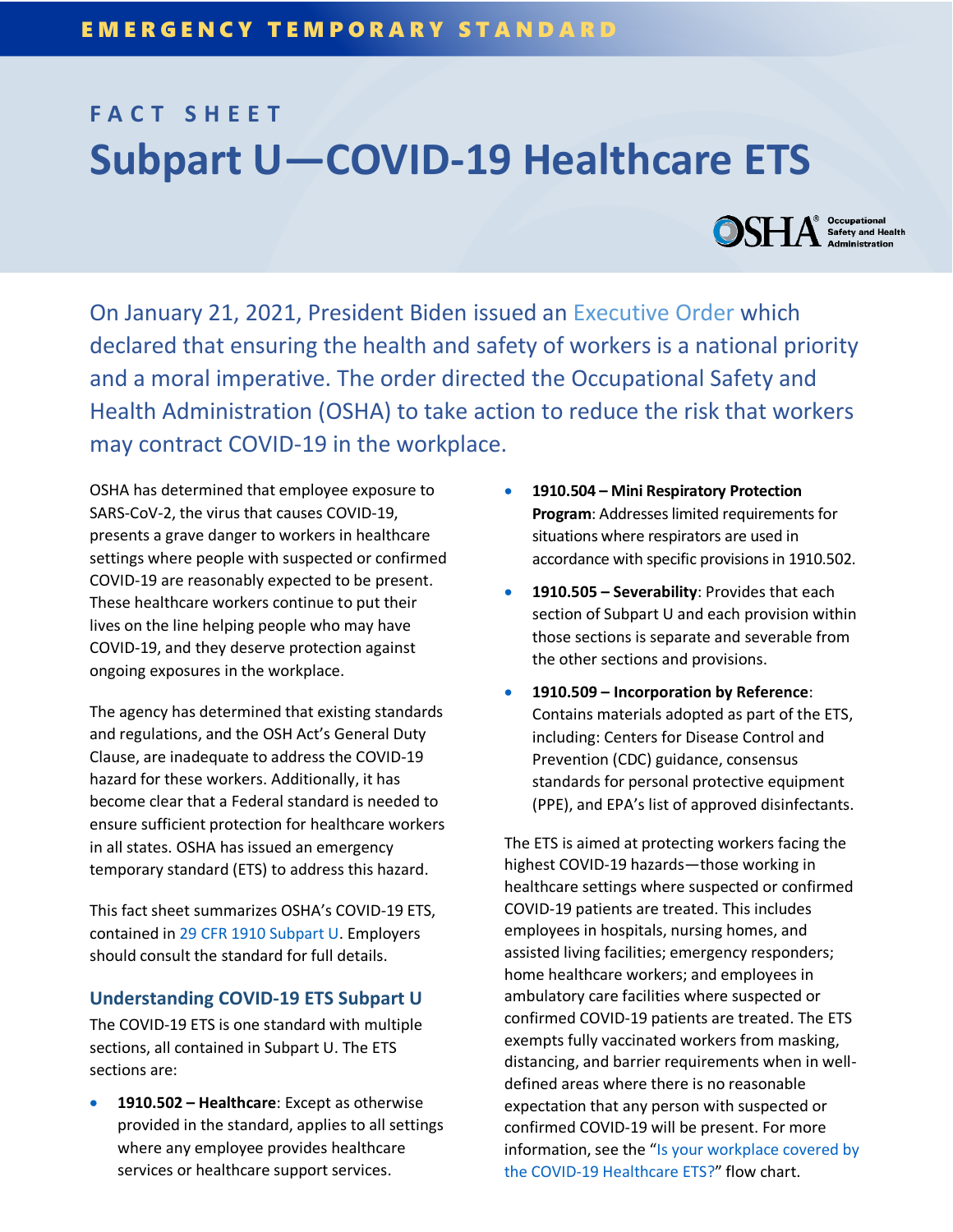EMERGENCY TEMPORARY STANDARD

# FACT SHEET

# Subpart U—COVID-19 Healthcare ETS

OSHA Occupational Safety and Health Administration

On January 21, 2021, President Biden issued an Executive Order which declared that ensuring the health and safety of workers is a national priority and a moral imperative. The order directed the Occupational Safety and Health Administration (OSHA) to take action to reduce the risk that workers may contract COVID-19 in the workplace.

OSHA has determined that employee exposure to SARS-CoV-2, the virus that causes COVID-19, presents a grave danger to workers in healthcare settings where people with suspected or confirmed COVID-19 are reasonably expected to be present. These healthcare workers continue to put their lives on the line helping people who may have COVID-19, and they deserve protection against ongoing exposures in the workplace.

The agency has determined that existing standards and regulations, and the OSH Act's General Duty Clause, are inadequate to address the COVID-19 hazard for these workers. Additionally, it has become clear that a Federal standard is needed to ensure sufficient protection for healthcare workers in all states. OSHA has issued an emergency temporary standard (ETS) to address this hazard.

This fact sheet summarizes OSHA's COVID-19 ETS, contained in 29 CFR 1910 Subpart U. Employers should consult the standard for full details.

## Understanding COVID-19 ETS Subpart U

The COVID-19 ETS is one standard with multiple sections, all contained in Subpart U. The ETS sections are:

- **1910.502 – Healthcare**: Except as otherwise provided in the standard, applies to all settings where any employee provides healthcare services or healthcare support services.
- **1910.504 – Mini Respiratory Protection Program**: Addresses limited requirements for situations where respirators are used in accordance with specific provisions in 1910.502.
- **1910.505 – Severability**: Provides that each section of Subpart U and each provision within those sections is separate and severable from the other sections and provisions.
- **1910.509 – Incorporation by Reference**: Contains materials adopted as part of the ETS, including: Centers for Disease Control and Prevention (CDC) guidance, consensus standards for personal protective equipment (PPE), and EPA's list of approved disinfectants.

The ETS is aimed at protecting workers facing the highest COVID-19 hazards—those working in healthcare settings where suspected or confirmed COVID-19 patients are treated. This includes employees in hospitals, nursing homes, and assisted living facilities; emergency responders; home healthcare workers; and employees in ambulatory care facilities where suspected or confirmed COVID-19 patients are treated. The ETS exempts fully vaccinated workers from masking, distancing, and barrier requirements when in well-defined areas where there is no reasonable expectation that any person with suspected or confirmed COVID-19 will be present. For more information, see the "Is your workplace covered by the COVID-19 Healthcare ETS?" flow chart.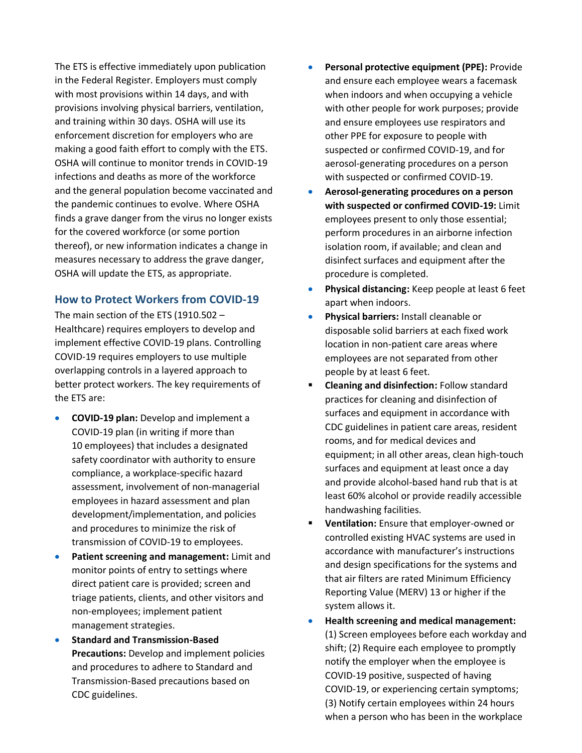The ETS is effective immediately upon publication in the Federal Register. Employers must comply with most provisions within 14 days, and with provisions involving physical barriers, ventilation, and training within 30 days. OSHA will use its enforcement discretion for employers who are making a good faith effort to comply with the ETS. OSHA will continue to monitor trends in COVID-19 infections and deaths as more of the workforce and the general population become vaccinated and the pandemic continues to evolve. Where OSHA finds a grave danger from the virus no longer exists for the covered workforce (or some portion thereof), or new information indicates a change in measures necessary to address the grave danger, OSHA will update the ETS, as appropriate.

## How to Protect Workers from COVID-19

The main section of the ETS (1910.502 – Healthcare) requires employers to develop and implement effective COVID-19 plans. Controlling COVID-19 requires employers to use multiple overlapping controls in a layered approach to better protect workers. The key requirements of the ETS are:

- **COVID-19 plan:** Develop and implement a COVID-19 plan (in writing if more than 10 employees) that includes a designated safety coordinator with authority to ensure compliance, a workplace-specific hazard assessment, involvement of non-managerial employees in hazard assessment and plan development/implementation, and policies and procedures to minimize the risk of transmission of COVID-19 to employees.
- **Patient screening and management:** Limit and monitor points of entry to settings where direct patient care is provided; screen and triage patients, clients, and other visitors and non-employees; implement patient management strategies.
- **Standard and Transmission-Based Precautions:** Develop and implement policies and procedures to adhere to Standard and Transmission-Based precautions based on CDC guidelines.
- **Personal protective equipment (PPE):** Provide and ensure each employee wears a facemask when indoors and when occupying a vehicle with other people for work purposes; provide and ensure employees use respirators and other PPE for exposure to people with suspected or confirmed COVID-19, and for aerosol-generating procedures on a person with suspected or confirmed COVID-19.
- **Aerosol-generating procedures on a person with suspected or confirmed COVID-19:** Limit employees present to only those essential; perform procedures in an airborne infection isolation room, if available; and clean and disinfect surfaces and equipment after the procedure is completed.
- **Physical distancing:** Keep people at least 6 feet apart when indoors.
- **Physical barriers:** Install cleanable or disposable solid barriers at each fixed work location in non-patient care areas where employees are not separated from other people by at least 6 feet.
- **Cleaning and disinfection:** Follow standard practices for cleaning and disinfection of surfaces and equipment in accordance with CDC guidelines in patient care areas, resident rooms, and for medical devices and equipment; in all other areas, clean high-touch surfaces and equipment at least once a day and provide alcohol-based hand rub that is at least 60% alcohol or provide readily accessible handwashing facilities.
- **Ventilation:** Ensure that employer-owned or controlled existing HVAC systems are used in accordance with manufacturer's instructions and design specifications for the systems and that air filters are rated Minimum Efficiency Reporting Value (MERV) 13 or higher if the system allows it.
- **Health screening and medical management:** (1) Screen employees before each workday and shift; (2) Require each employee to promptly notify the employer when the employee is COVID-19 positive, suspected of having COVID-19, or experiencing certain symptoms; (3) Notify certain employees within 24 hours when a person who has been in the workplace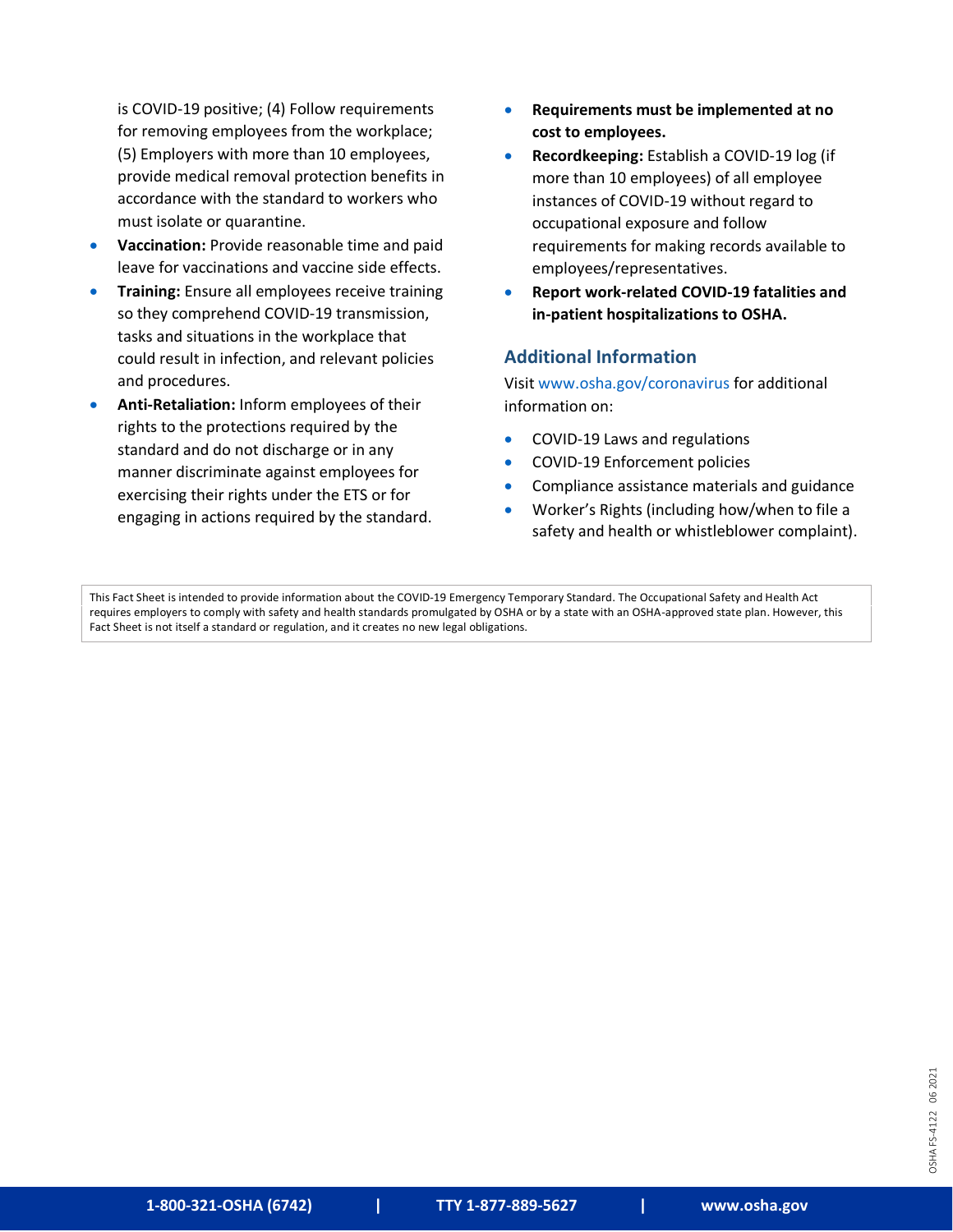is COVID-19 positive; (4) Follow requirements for removing employees from the workplace; (5) Employers with more than 10 employees, provide medical removal protection benefits in accordance with the standard to workers who must isolate or quarantine.

- **Vaccination:** Provide reasonable time and paid leave for vaccinations and vaccine side effects.
- **Training:** Ensure all employees receive training so they comprehend COVID-19 transmission, tasks and situations in the workplace that could result in infection, and relevant policies and procedures.
- **Anti-Retaliation:** Inform employees of their rights to the protections required by the standard and do not discharge or in any manner discriminate against employees for exercising their rights under the ETS or for engaging in actions required by the standard.
- **Requirements must be implemented at no cost to employees.**
- **Recordkeeping:** Establish a COVID-19 log (if more than 10 employees) of all employee instances of COVID-19 without regard to occupational exposure and follow requirements for making records available to employees/representatives.
- **Report work-related COVID-19 fatalities and in-patient hospitalizations to OSHA.**

## Additional Information

Visit www.osha.gov/coronavirus for additional information on:

- COVID-19 Laws and regulations
- COVID-19 Enforcement policies
- Compliance assistance materials and guidance
- Worker's Rights (including how/when to file a safety and health or whistleblower complaint).

This Fact Sheet is intended to provide information about the COVID-19 Emergency Temporary Standard. The Occupational Safety and Health Act requires employers to comply with safety and health standards promulgated by OSHA or by a state with an OSHA-approved state plan. However, this Fact Sheet is not itself a standard or regulation, and it creates no new legal obligations.

OSHA FS-4122 06 2021

**1-800-321-OSHA (6742)** | **TTY 1-877-889-5627** | **www.osha.gov**